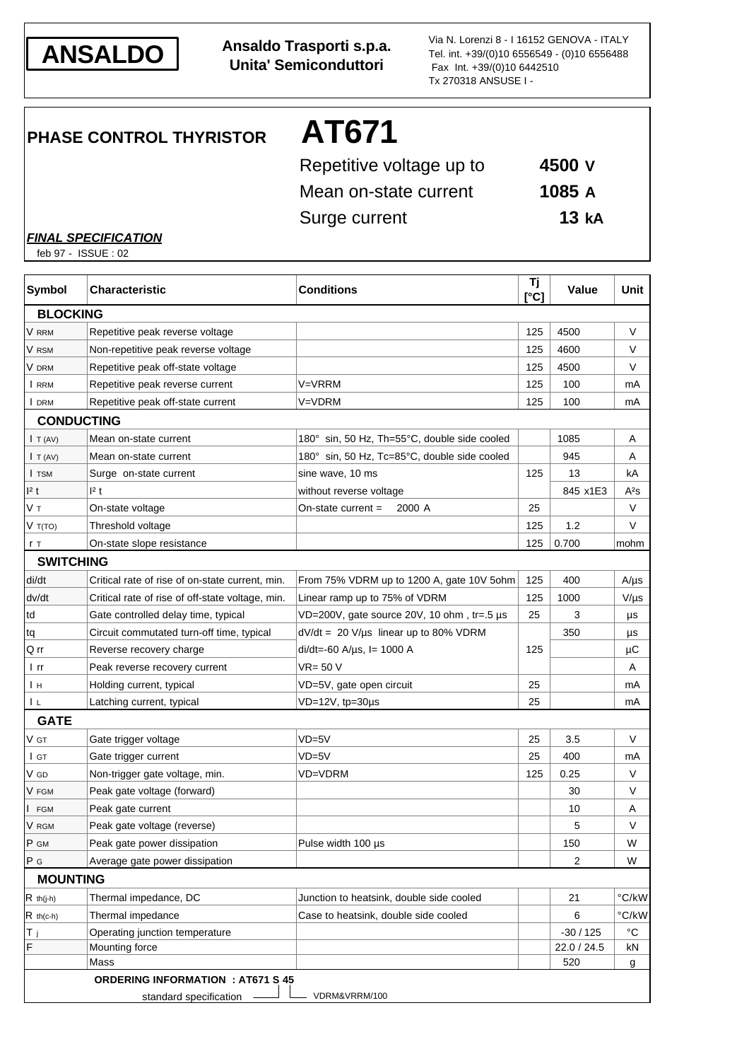**ANSALDO**

**Ansaldo Trasporti s.p.a.**
**Unita' Semiconduttori**

Via N. Lorenzi 8 - I 16152 GENOVA - ITALY
Tel. int. +39/(0)10 6556549 - (0)10 6556488
Fax Int. +39/(0)10 6442510
Tx 270318 ANSUSE I -

# PHASE CONTROL THYRISTOR AT671

| | |
|---|---|
| Repetitive voltage up to | **4500 V** |
| Mean on-state current | **1085 A** |
| Surge current | **13 kA** |

***FINAL SPECIFICATION***

feb 97 - ISSUE : 02

| Symbol | Characteristic | Conditions | Tj [°C] | Value | Unit |
|---|---|---|---|---|---|
| **BLOCKING** | | | | | |
| $V_{RRM}$ | Repetitive peak reverse voltage | | 125 | 4500 | V |
| $V_{RSM}$ | Non-repetitive peak reverse voltage | | 125 | 4600 | V |
| $V_{DRM}$ | Repetitive peak off-state voltage | | 125 | 4500 | V |
| $I_{RRM}$ | Repetitive peak reverse current | V=VRRM | 125 | 100 | mA |
| $I_{DRM}$ | Repetitive peak off-state current | V=VDRM | 125 | 100 | mA |
| **CONDUCTING** | | | | | |
| $I_{T(AV)}$ | Mean on-state current | 180° sin, 50 Hz, Th=55°C, double side cooled | | 1085 | A |
| $I_{T(AV)}$ | Mean on-state current | 180° sin, 50 Hz, Tc=85°C, double side cooled | | 945 | A |
| $I_{TSM}$ | Surge on-state current | sine wave, 10 ms | 125 | 13 | kA |
| $I^2t$ | $I^2t$ | without reverse voltage | | 845 x1E3 | A²s |
| $V_T$ | On-state voltage | On-state current = 2000 A | 25 | | V |
| $V_{T(TO)}$ | Threshold voltage | | 125 | 1.2 | V |
| $r_T$ | On-state slope resistance | | 125 | 0.700 | mohm |
| **SWITCHING** | | | | | |
| di/dt | Critical rate of rise of on-state current, min. | From 75% VDRM up to 1200 A, gate 10V 5ohm | 125 | 400 | A/µs |
| dv/dt | Critical rate of rise of off-state voltage, min. | Linear ramp up to 75% of VDRM | 125 | 1000 | V/µs |
| td | Gate controlled delay time, typical | VD=200V, gate source 20V, 10 ohm , tr=.5 µs | 25 | 3 | µs |
| tq | Circuit commutated turn-off time, typical | dV/dt = 20 V/µs linear up to 80% VDRM | | 350 | µs |
| Q rr | Reverse recovery charge | di/dt=-60 A/µs, I= 1000 A | 125 | | µC |
| I rr | Peak reverse recovery current | VR= 50 V | | | A |
| $I_H$ | Holding current, typical | VD=5V, gate open circuit | 25 | | mA |
| $I_L$ | Latching current, typical | VD=12V, tp=30µs | 25 | | mA |
| **GATE** | | | | | |
| $V_{GT}$ | Gate trigger voltage | VD=5V | 25 | 3.5 | V |
| $I_{GT}$ | Gate trigger current | VD=5V | 25 | 400 | mA |
| $V_{GD}$ | Non-trigger gate voltage, min. | VD=VDRM | 125 | 0.25 | V |
| $V_{FGM}$ | Peak gate voltage (forward) | | | 30 | V |
| $I_{FGM}$ | Peak gate current | | | 10 | A |
| $V_{RGM}$ | Peak gate voltage (reverse) | | | 5 | V |
| $P_{GM}$ | Peak gate power dissipation | Pulse width 100 µs | | 150 | W |
| $P_G$ | Average gate power dissipation | | | 2 | W |
| **MOUNTING** | | | | | |
| $R_{th(j-h)}$ | Thermal impedance, DC | Junction to heatsink, double side cooled | | 21 | °C/kW |
| $R_{th(c-h)}$ | Thermal impedance | Case to heatsink, double side cooled | | 6 | °C/kW |
| $T_j$ | Operating junction temperature | | | -30 / 125 | °C |
| F | Mounting force | | | 22.0 / 24.5 | kN |
| | Mass | | | 520 | g |

**ORDERING INFORMATION : AT671 S 45**

standard specification (S) — VDRM&VRRM/100 (45)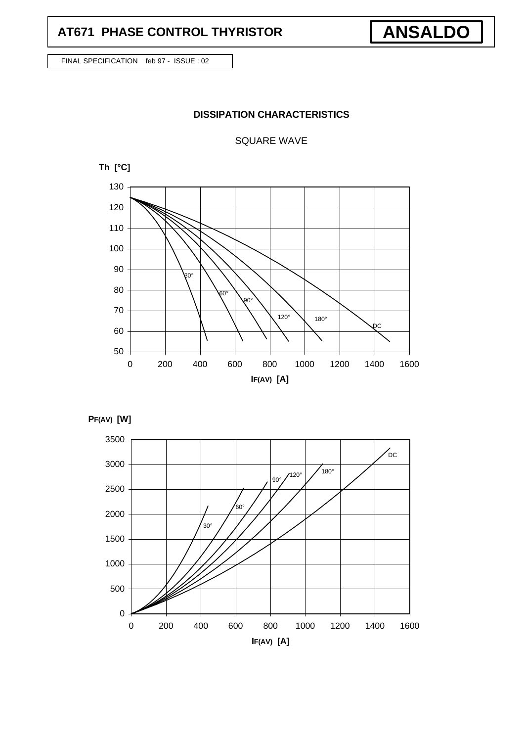FINAL SPECIFICATION feb 97 - ISSUE : 02

## DISSIPATION CHARACTERISTICS

SQUARE WAVE

Th [°C]

IF(AV) [A]

PF(AV) [W]

IF(AV) [A]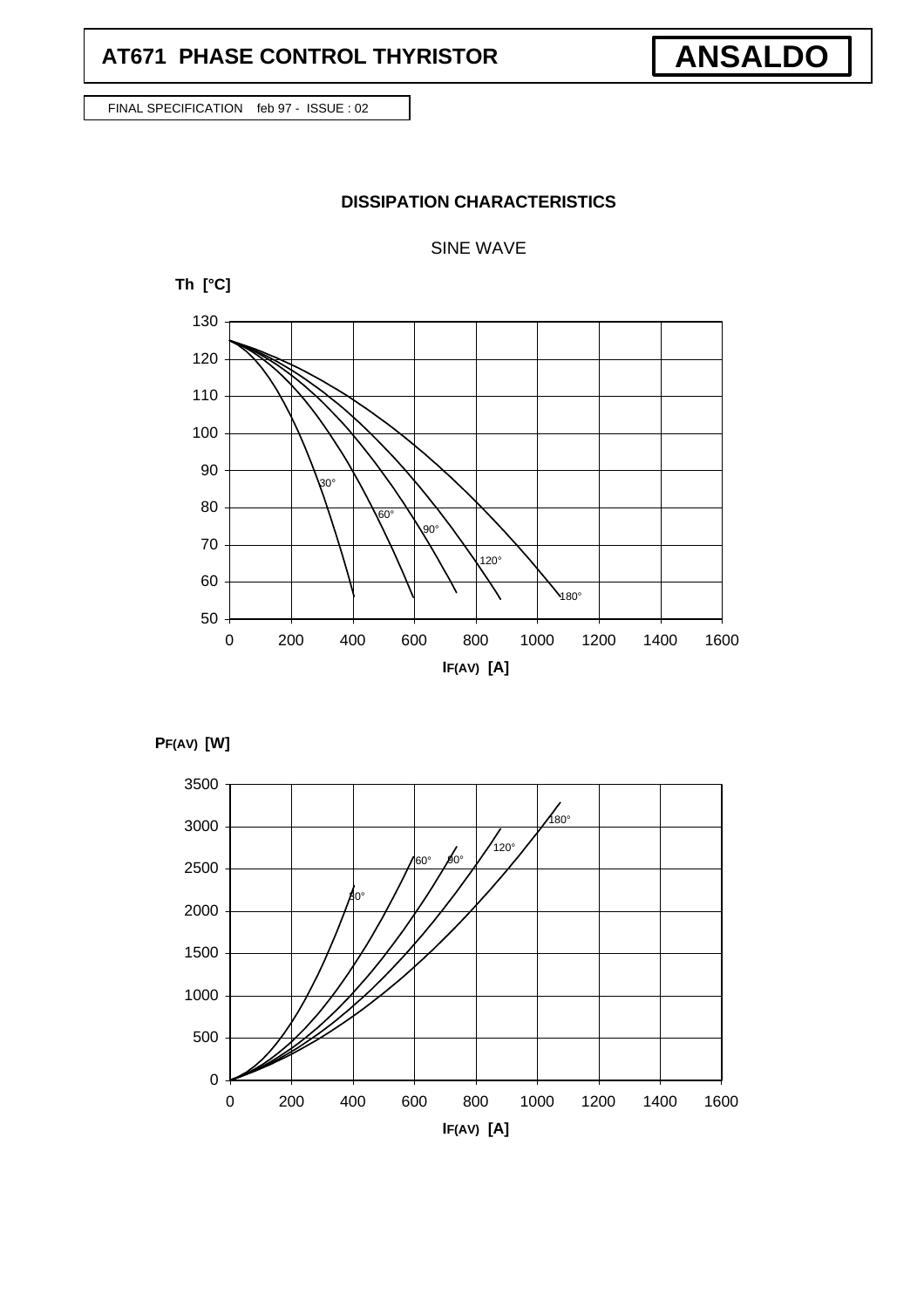# AT671 PHASE CONTROL THYRISTOR

**ANSALDO**

FINAL SPECIFICATION feb 97 - ISSUE : 02

## DISSIPATION CHARACTERISTICS

SINE WAVE

**Th [°C]**

130, 120, 110, 100, 90, 80, 70, 60, 50

30°, 60°, 90°, 120°, 180°

0, 200, 400, 600, 800, 1000, 1200, 1400, 1600

**$I_{F(AV)}$ [A]**

**$P_{F(AV)}$ [W]**

3500, 3000, 2500, 2000, 1500, 1000, 500, 0

30°, 60°, 90°, 120°, 180°

0, 200, 400, 600, 800, 1000, 1200, 1400, 1600

**$I_{F(AV)}$ [A]**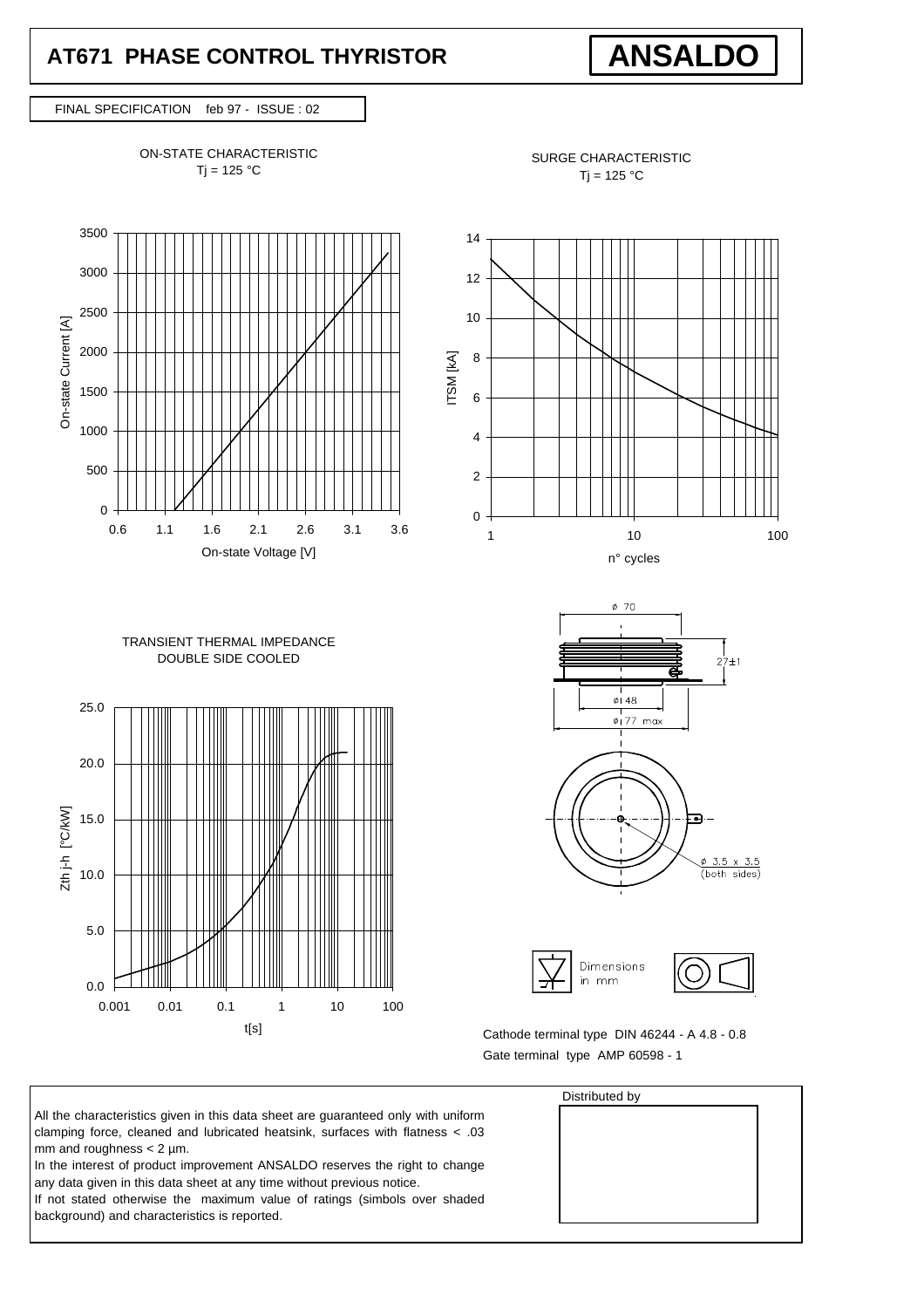# AT671 PHASE CONTROL THYRISTOR

**ANSALDO**

FINAL SPECIFICATION feb 97 - ISSUE : 02

ON-STATE CHARACTERISTIC
Tj = 125 °C

On-state Current [A]
3500
3000
2500
2000
1500
1000
500
0
0.6 1.1 1.6 2.1 2.6 3.1 3.6
On-state Voltage [V]

SURGE CHARACTERISTIC
Tj = 125 °C

ITSM [kA]
14
12
10
8
6
4
2
0
1 10 100
n° cycles

TRANSIENT THERMAL IMPEDANCE
DOUBLE SIDE COOLED

Zth j-h [°C/kW]
25.0
20.0
15.0
10.0
5.0
0.0
0.001 0.01 0.1 1 10 100
t[s]

ø 70
27±1
ø 48
ø 77 max
ø 3.5 x 3.5
(both sides)

Dimensions in mm

Cathode terminal type DIN 46244 - A 4.8 - 0.8

Gate terminal type AMP 60598 - 1

All the characteristics given in this data sheet are guaranteed only with uniform clamping force, cleaned and lubricated heatsink, surfaces with flatness < .03 mm and roughness < 2 µm.

In the interest of product improvement ANSALDO reserves the right to change any data given in this data sheet at any time without previous notice.

If not stated otherwise the maximum value of ratings (simbols over shaded background) and characteristics is reported.

Distributed by